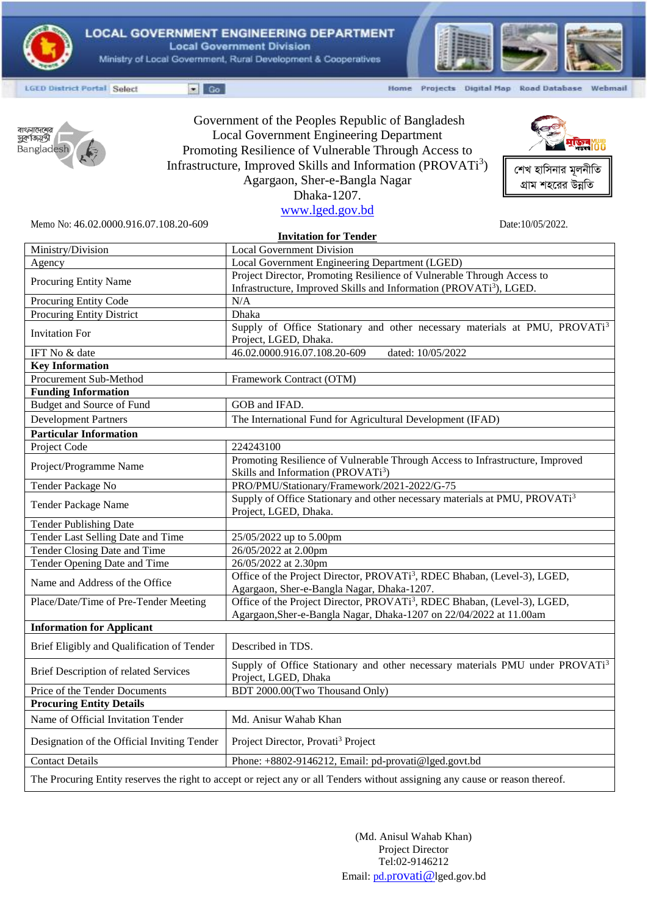LOCAL GOVERNMENT ENGINEERING DEPARTMENT
Local Government Division
Ministry of Local Government, Rural Development & Cooperatives

LGED District Portal Select Go | Home Projects Digital Map Road Database Webmail

বাংলাদেশের সুবর্ণজয়ন্তী Bangladesh 50

Government of the Peoples Republic of Bangladesh
Local Government Engineering Department
Promoting Resilience of Vulnerable Through Access to Infrastructure, Improved Skills and Information (PROVATi[3])
Agargaon, Sher-e-Bangla Nagar
Dhaka-1207.
www.lged.gov.bd

মুজিব শতবর্ষ

শেখ হাসিনার মূলনীতি
গ্রাম শহরের উন্নতি

Memo No: 46.02.0000.916.07.108.20-609

Date:10/05/2022.

**Invitation for Tender**

| Ministry/Division | Local Government Division |
|---|---|
| Agency | Local Government Engineering Department (LGED) |
| Procuring Entity Name | Project Director, Promoting Resilience of Vulnerable Through Access to Infrastructure, Improved Skills and Information (PROVATi[3]), LGED. |
| Procuring Entity Code | N/A |
| Procuring Entity District | Dhaka |
| Invitation For | Supply of Office Stationary and other necessary materials at PMU, PROVATi[3] Project, LGED, Dhaka. |
| IFT No & date | 46.02.0000.916.07.108.20-609 dated: 10/05/2022 |
| **Key Information** | |
| Procurement Sub-Method | Framework Contract (OTM) |
| **Funding Information** | |
| Budget and Source of Fund | GOB and IFAD. |
| Development Partners | The International Fund for Agricultural Development (IFAD) |
| **Particular Information** | |
| Project Code | 224243100 |
| Project/Programme Name | Promoting Resilience of Vulnerable Through Access to Infrastructure, Improved Skills and Information (PROVATi[3]) |
| Tender Package No | PRO/PMU/Stationary/Framework/2021-2022/G-75 |
| Tender Package Name | Supply of Office Stationary and other necessary materials at PMU, PROVATi[3] Project, LGED, Dhaka. |
| Tender Publishing Date | |
| Tender Last Selling Date and Time | 25/05/2022 up to 5.00pm |
| Tender Closing Date and Time | 26/05/2022 at 2.00pm |
| Tender Opening Date and Time | 26/05/2022 at 2.30pm |
| Name and Address of the Office | Office of the Project Director, PROVATi[3], RDEC Bhaban, (Level-3), LGED, Agargaon, Sher-e-Bangla Nagar, Dhaka-1207. |
| Place/Date/Time of Pre-Tender Meeting | Office of the Project Director, PROVATi[3], RDEC Bhaban, (Level-3), LGED, Agargaon,Sher-e-Bangla Nagar, Dhaka-1207 on 22/04/2022 at 11.00am |
| **Information for Applicant** | |
| Brief Eligibly and Qualification of Tender | Described in TDS. |
| Brief Description of related Services | Supply of Office Stationary and other necessary materials PMU under PROVATi[3] Project, LGED, Dhaka |
| Price of the Tender Documents | BDT 2000.00(Two Thousand Only) |
| **Procuring Entity Details** | |
| Name of Official Invitation Tender | Md. Anisur Wahab Khan |
| Designation of the Official Inviting Tender | Project Director, Provati[3] Project |
| Contact Details | Phone: +8802-9146212, Email: pd-provati@lged.govt.bd |
| The Procuring Entity reserves the right to accept or reject any or all Tenders without assigning any cause or reason thereof. | |

(Md. Anisul Wahab Khan)
Project Director
Tel:02-9146212
Email: pd.provati@lged.gov.bd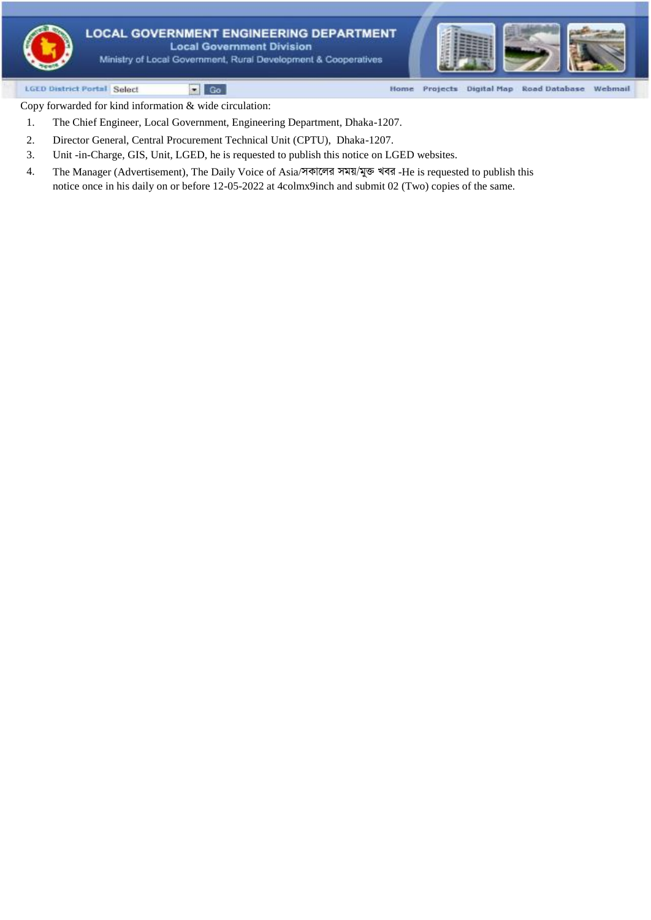Copy forwarded for kind information & wide circulation:

1. The Chief Engineer, Local Government, Engineering Department, Dhaka-1207.
2. Director General, Central Procurement Technical Unit (CPTU), Dhaka-1207.
3. Unit -in-Charge, GIS, Unit, LGED, he is requested to publish this notice on LGED websites.
4. The Manager (Advertisement), The Daily Voice of Asia/সকালের সময়/মুক্ত খবর -He is requested to publish this notice once in his daily on or before 12-05-2022 at 4colmx9inch and submit 02 (Two) copies of the same.